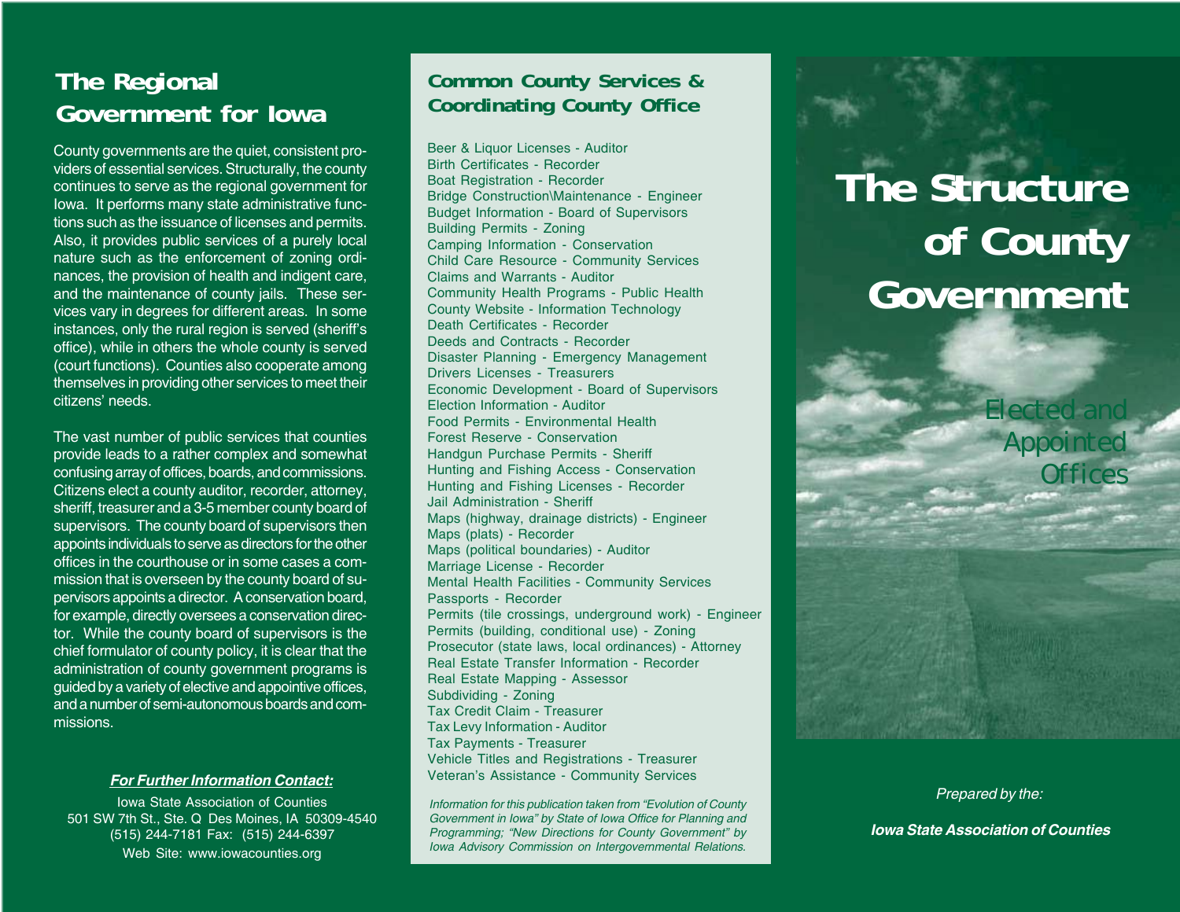## The Regional Government for Iowa

County governments are the quiet, consistent providers of essential services. Structurally, the county continues to serve as the regional government for Iowa. It performs many state administrative functions such as the issuance of licenses and permits. Also, it provides public services of a purely local nature such as the enforcement of zoning ordinances, the provision of health and indigent care, and the maintenance of county jails. These services vary in degrees for different areas. In some instances, only the rural region is served (sheriff's office), while in others the whole county is served (court functions). Counties also cooperate among themselves in providing other services to meet their citizens' needs.

The vast number of public services that counties provide leads to a rather complex and somewhat confusing array of offices, boards, and commissions. Citizens elect a county auditor, recorder, attorney, sheriff, treasurer and a 3-5 member county board of supervisors. The county board of supervisors then appoints individuals to serve as directors for the other offices in the courthouse or in some cases a commission that is overseen by the county board of supervisors appoints a director. A conservation board, for example, directly oversees a conservation director. While the county board of supervisors is the chief formulator of county policy, it is clear that the administration of county government programs is guided by a variety of elective and appointive offices, and a number of semi-autonomous boards and commissions.

***For Further Information Contact:***

Iowa State Association of Counties
501 SW 7th St., Ste. Q Des Moines, IA 50309-4540
(515) 244-7181 Fax: (515) 244-6397
Web Site: www.iowacounties.org

## Common County Services & Coordinating County Office

Beer & Liquor Licenses - Auditor
Birth Certificates - Recorder
Boat Registration - Recorder
Bridge Construction\Maintenance - Engineer
Budget Information - Board of Supervisors
Building Permits - Zoning
Camping Information - Conservation
Child Care Resource - Community Services
Claims and Warrants - Auditor
Community Health Programs - Public Health
County Website - Information Technology
Death Certificates - Recorder
Deeds and Contracts - Recorder
Disaster Planning - Emergency Management
Drivers Licenses - Treasurers
Economic Development - Board of Supervisors
Election Information - Auditor
Food Permits - Environmental Health
Forest Reserve - Conservation
Handgun Purchase Permits - Sheriff
Hunting and Fishing Access - Conservation
Hunting and Fishing Licenses - Recorder
Jail Administration - Sheriff
Maps (highway, drainage districts) - Engineer
Maps (plats) - Recorder
Maps (political boundaries) - Auditor
Marriage License - Recorder
Mental Health Facilities - Community Services
Passports - Recorder
Permits (tile crossings, underground work) - Engineer
Permits (building, conditional use) - Zoning
Prosecutor (state laws, local ordinances) - Attorney
Real Estate Transfer Information - Recorder
Real Estate Mapping - Assessor
Subdividing - Zoning
Tax Credit Claim - Treasurer
Tax Levy Information - Auditor
Tax Payments - Treasurer
Vehicle Titles and Registrations - Treasurer
Veteran's Assistance - Community Services

*Information for this publication taken from "Evolution of County Government in Iowa" by State of Iowa Office for Planning and Programming; "New Directions for County Government" by Iowa Advisory Commission on Intergovernmental Relations.*

# The Structure of County Government

Elected and Appointed Offices

*Prepared by the:*

***Iowa State Association of Counties***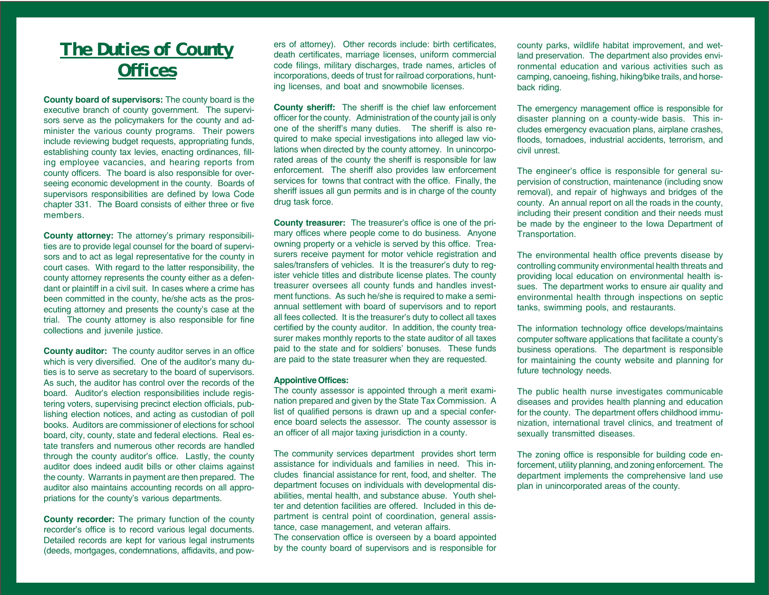# The Duties of County Offices

**County board of supervisors:** The county board is the executive branch of county government. The supervisors serve as the policymakers for the county and administer the various county programs. Their powers include reviewing budget requests, appropriating funds, establishing county tax levies, enacting ordinances, filling employee vacancies, and hearing reports from county officers. The board is also responsible for overseeing economic development in the county. Boards of supervisors responsibilities are defined by Iowa Code chapter 331. The Board consists of either three or five members.

**County attorney:** The attorney's primary responsibilities are to provide legal counsel for the board of supervisors and to act as legal representative for the county in court cases. With regard to the latter responsibility, the county attorney represents the county either as a defendant or plaintiff in a civil suit. In cases where a crime has been committed in the county, he/she acts as the prosecuting attorney and presents the county's case at the trial. The county attorney is also responsible for fine collections and juvenile justice.

**County auditor:** The county auditor serves in an office which is very diversified. One of the auditor's many duties is to serve as secretary to the board of supervisors. As such, the auditor has control over the records of the board. Auditor's election responsibilities include registering voters, supervising precinct election officials, publishing election notices, and acting as custodian of poll books. Auditors are commissioner of elections for school board, city, county, state and federal elections. Real estate transfers and numerous other records are handled through the county auditor's office. Lastly, the county auditor does indeed audit bills or other claims against the county. Warrants in payment are then prepared. The auditor also maintains accounting records on all appropriations for the county's various departments.

**County recorder:** The primary function of the county recorder's office is to record various legal documents. Detailed records are kept for various legal instruments (deeds, mortgages, condemnations, affidavits, and powers of attorney). Other records include: birth certificates, death certificates, marriage licenses, uniform commercial code filings, military discharges, trade names, articles of incorporations, deeds of trust for railroad corporations, hunting licenses, and boat and snowmobile licenses.

**County sheriff:** The sheriff is the chief law enforcement officer for the county. Administration of the county jail is only one of the sheriff's many duties. The sheriff is also required to make special investigations into alleged law violations when directed by the county attorney. In unincorporated areas of the county the sheriff is responsible for law enforcement. The sheriff also provides law enforcement services for towns that contract with the office. Finally, the sheriff issues all gun permits and is in charge of the county drug task force.

**County treasurer:** The treasurer's office is one of the primary offices where people come to do business. Anyone owning property or a vehicle is served by this office. Treasurers receive payment for motor vehicle registration and sales/transfers of vehicles. It is the treasurer's duty to register vehicle titles and distribute license plates. The county treasurer oversees all county funds and handles investment functions. As such he/she is required to make a semiannual settlement with board of supervisors and to report all fees collected. It is the treasurer's duty to collect all taxes certified by the county auditor. In addition, the county treasurer makes monthly reports to the state auditor of all taxes paid to the state and for soldiers' bonuses. These funds are paid to the state treasurer when they are requested.

**Appointive Offices:**

The county assessor is appointed through a merit examination prepared and given by the State Tax Commission. A list of qualified persons is drawn up and a special conference board selects the assessor. The county assessor is an officer of all major taxing jurisdiction in a county.

The community services department provides short term assistance for individuals and families in need. This includes financial assistance for rent, food, and shelter. The department focuses on individuals with developmental disabilities, mental health, and substance abuse. Youth shelter and detention facilities are offered. Included in this department is central point of coordination, general assistance, case management, and veteran affairs.

The conservation office is overseen by a board appointed by the county board of supervisors and is responsible for county parks, wildlife habitat improvement, and wetland preservation. The department also provides environmental education and various activities such as camping, canoeing, fishing, hiking/bike trails, and horseback riding.

The emergency management office is responsible for disaster planning on a county-wide basis. This includes emergency evacuation plans, airplane crashes, floods, tornadoes, industrial accidents, terrorism, and civil unrest.

The engineer's office is responsible for general supervision of construction, maintenance (including snow removal), and repair of highways and bridges of the county. An annual report on all the roads in the county, including their present condition and their needs must be made by the engineer to the Iowa Department of Transportation.

The environmental health office prevents disease by controlling community environmental health threats and providing local education on environmental health issues. The department works to ensure air quality and environmental health through inspections on septic tanks, swimming pools, and restaurants.

The information technology office develops/maintains computer software applications that facilitate a county's business operations. The department is responsible for maintaining the county website and planning for future technology needs.

The public health nurse investigates communicable diseases and provides health planning and education for the county. The department offers childhood immunization, international travel clinics, and treatment of sexually transmitted diseases.

The zoning office is responsible for building code enforcement, utility planning, and zoning enforcement. The department implements the comprehensive land use plan in unincorporated areas of the county.